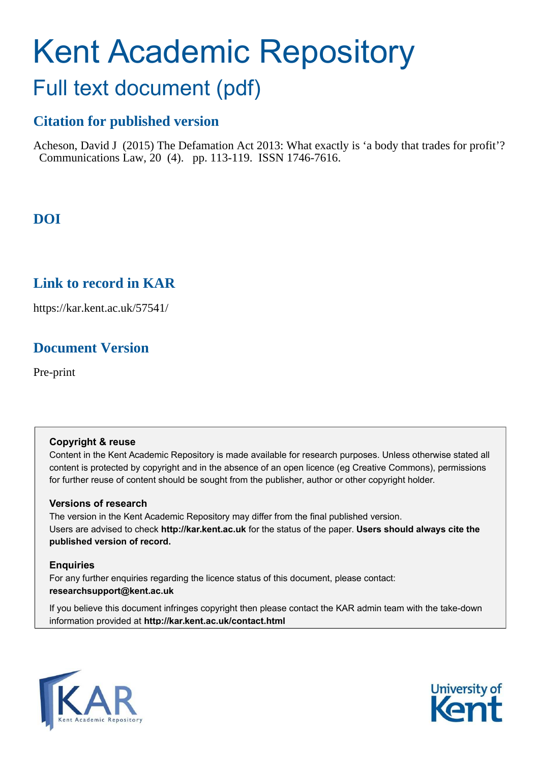# Kent Academic Repository

## Full text document (pdf)

### Citation for published version

Acheson, David J (2015) The Defamation Act 2013: What exactly is ‘a body that trades for profit’? Communications Law, 20 (4). pp. 113-119. ISSN 1746-7616.

### DOI

### Link to record in KAR

https://kar.kent.ac.uk/57541/

### Document Version

Pre-print

**Copyright & reuse**

Content in the Kent Academic Repository is made available for research purposes. Unless otherwise stated all content is protected by copyright and in the absence of an open licence (eg Creative Commons), permissions for further reuse of content should be sought from the publisher, author or other copyright holder.

**Versions of research**

The version in the Kent Academic Repository may differ from the final published version. Users are advised to check **http://kar.kent.ac.uk** for the status of the paper. **Users should always cite the published version of record.**

**Enquiries**

For any further enquiries regarding the licence status of this document, please contact: **researchsupport@kent.ac.uk**

If you believe this document infringes copyright then please contact the KAR admin team with the take-down information provided at **http://kar.kent.ac.uk/contact.html**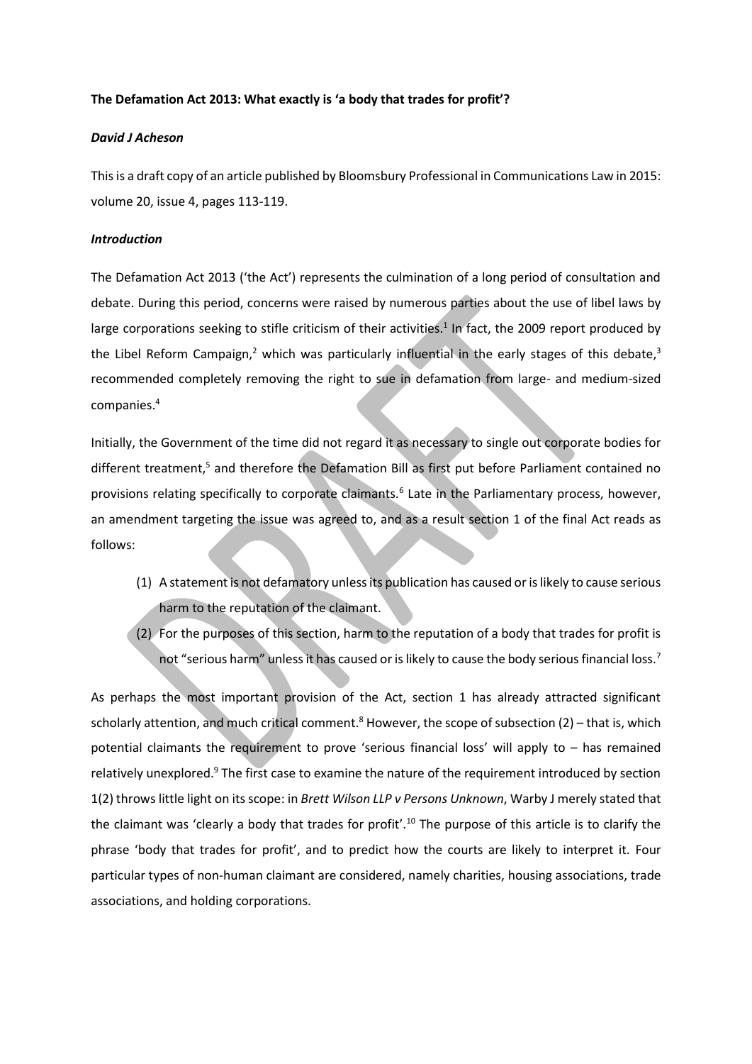**The Defamation Act 2013: What exactly is 'a body that trades for profit'?**

***David J Acheson***

This is a draft copy of an article published by Bloomsbury Professional in Communications Law in 2015: volume 20, issue 4, pages 113-119.

***Introduction***

The Defamation Act 2013 ('the Act') represents the culmination of a long period of consultation and debate. During this period, concerns were raised by numerous parties about the use of libel laws by large corporations seeking to stifle criticism of their activities.[1] In fact, the 2009 report produced by the Libel Reform Campaign,[2] which was particularly influential in the early stages of this debate,[3] recommended completely removing the right to sue in defamation from large- and medium-sized companies.[4]

Initially, the Government of the time did not regard it as necessary to single out corporate bodies for different treatment,[5] and therefore the Defamation Bill as first put before Parliament contained no provisions relating specifically to corporate claimants.[6] Late in the Parliamentary process, however, an amendment targeting the issue was agreed to, and as a result section 1 of the final Act reads as follows:

> (1) A statement is not defamatory unless its publication has caused or is likely to cause serious harm to the reputation of the claimant.
>
> (2) For the purposes of this section, harm to the reputation of a body that trades for profit is not "serious harm" unless it has caused or is likely to cause the body serious financial loss.[7]

As perhaps the most important provision of the Act, section 1 has already attracted significant scholarly attention, and much critical comment.[8] However, the scope of subsection (2) – that is, which potential claimants the requirement to prove 'serious financial loss' will apply to – has remained relatively unexplored.[9] The first case to examine the nature of the requirement introduced by section 1(2) throws little light on its scope: in *Brett Wilson LLP v Persons Unknown*, Warby J merely stated that the claimant was 'clearly a body that trades for profit'.[10] The purpose of this article is to clarify the phrase 'body that trades for profit', and to predict how the courts are likely to interpret it. Four particular types of non-human claimant are considered, namely charities, housing associations, trade associations, and holding corporations.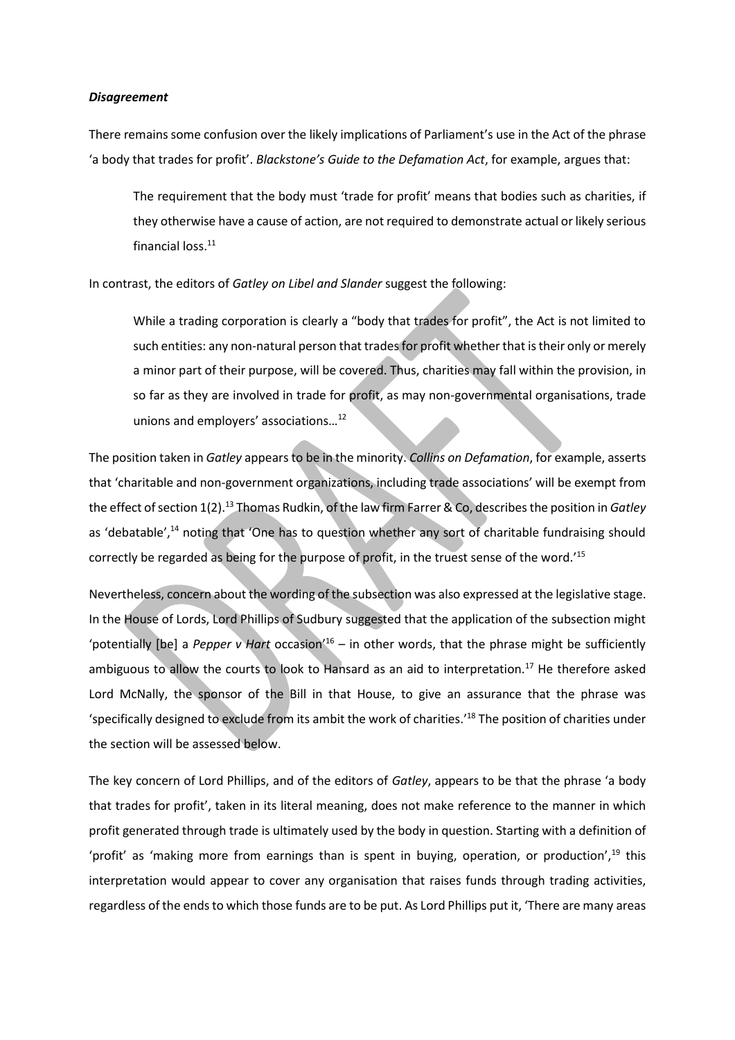***Disagreement***

There remains some confusion over the likely implications of Parliament's use in the Act of the phrase 'a body that trades for profit'. *Blackstone's Guide to the Defamation Act*, for example, argues that:

> The requirement that the body must 'trade for profit' means that bodies such as charities, if they otherwise have a cause of action, are not required to demonstrate actual or likely serious financial loss.[11]

In contrast, the editors of *Gatley on Libel and Slander* suggest the following:

> While a trading corporation is clearly a "body that trades for profit", the Act is not limited to such entities: any non-natural person that trades for profit whether that is their only or merely a minor part of their purpose, will be covered. Thus, charities may fall within the provision, in so far as they are involved in trade for profit, as may non-governmental organisations, trade unions and employers' associations…[12]

The position taken in *Gatley* appears to be in the minority. *Collins on Defamation*, for example, asserts that 'charitable and non-government organizations, including trade associations' will be exempt from the effect of section 1(2).[13] Thomas Rudkin, of the law firm Farrer & Co, describes the position in *Gatley* as 'debatable',[14] noting that 'One has to question whether any sort of charitable fundraising should correctly be regarded as being for the purpose of profit, in the truest sense of the word.'[15]

Nevertheless, concern about the wording of the subsection was also expressed at the legislative stage. In the House of Lords, Lord Phillips of Sudbury suggested that the application of the subsection might 'potentially [be] a *Pepper v Hart* occasion'[16] – in other words, that the phrase might be sufficiently ambiguous to allow the courts to look to Hansard as an aid to interpretation.[17] He therefore asked Lord McNally, the sponsor of the Bill in that House, to give an assurance that the phrase was 'specifically designed to exclude from its ambit the work of charities.'[18] The position of charities under the section will be assessed below.

The key concern of Lord Phillips, and of the editors of *Gatley*, appears to be that the phrase 'a body that trades for profit', taken in its literal meaning, does not make reference to the manner in which profit generated through trade is ultimately used by the body in question. Starting with a definition of 'profit' as 'making more from earnings than is spent in buying, operation, or production',[19] this interpretation would appear to cover any organisation that raises funds through trading activities, regardless of the ends to which those funds are to be put. As Lord Phillips put it, 'There are many areas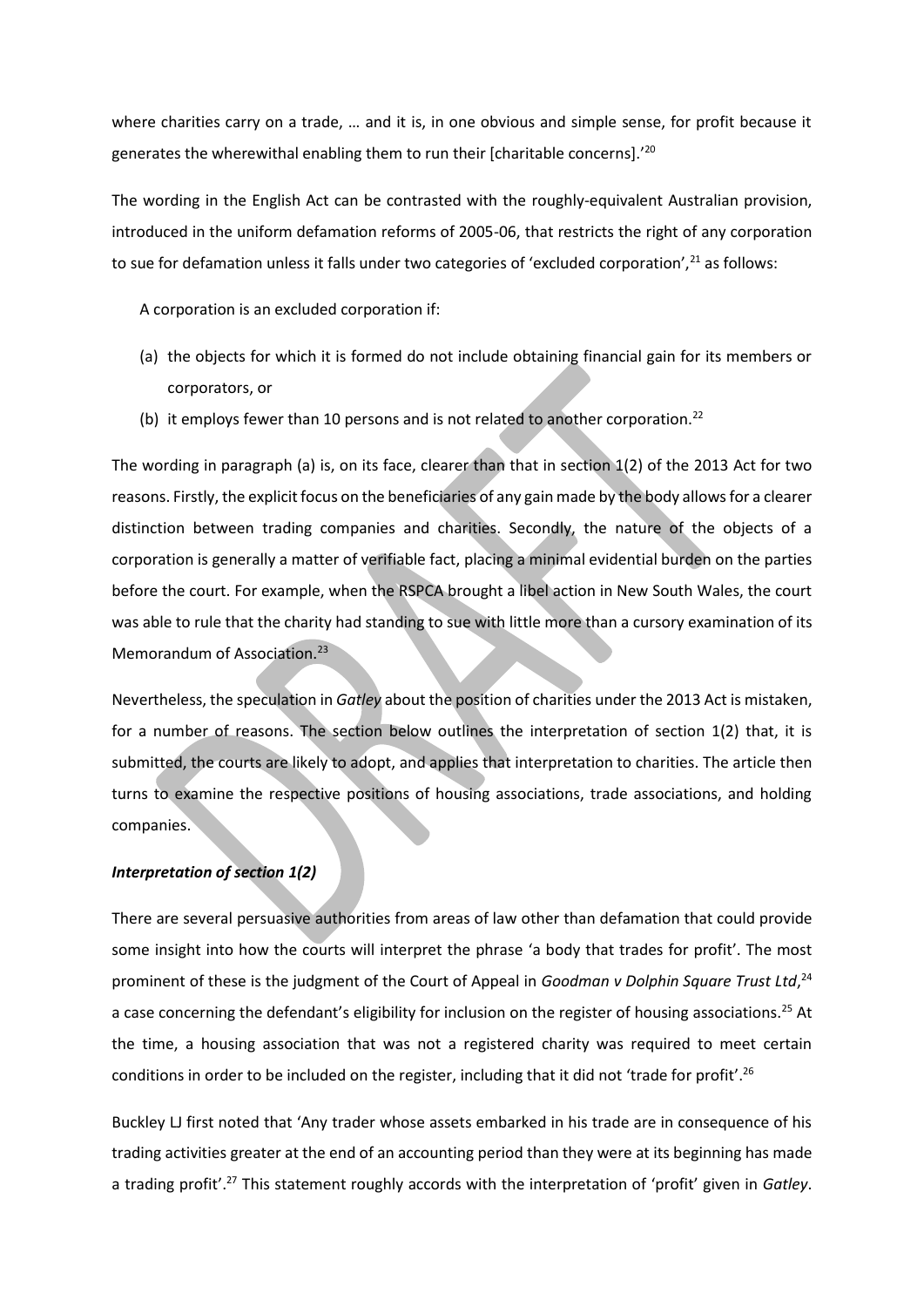where charities carry on a trade, … and it is, in one obvious and simple sense, for profit because it generates the wherewithal enabling them to run their [charitable concerns].'[20]

The wording in the English Act can be contrasted with the roughly-equivalent Australian provision, introduced in the uniform defamation reforms of 2005-06, that restricts the right of any corporation to sue for defamation unless it falls under two categories of 'excluded corporation',[21] as follows:

> A corporation is an excluded corporation if:
>
> (a) the objects for which it is formed do not include obtaining financial gain for its members or corporators, or
>
> (b) it employs fewer than 10 persons and is not related to another corporation.[22]

The wording in paragraph (a) is, on its face, clearer than that in section 1(2) of the 2013 Act for two reasons. Firstly, the explicit focus on the beneficiaries of any gain made by the body allows for a clearer distinction between trading companies and charities. Secondly, the nature of the objects of a corporation is generally a matter of verifiable fact, placing a minimal evidential burden on the parties before the court. For example, when the RSPCA brought a libel action in New South Wales, the court was able to rule that the charity had standing to sue with little more than a cursory examination of its Memorandum of Association.[23]

Nevertheless, the speculation in *Gatley* about the position of charities under the 2013 Act is mistaken, for a number of reasons. The section below outlines the interpretation of section 1(2) that, it is submitted, the courts are likely to adopt, and applies that interpretation to charities. The article then turns to examine the respective positions of housing associations, trade associations, and holding companies.

### *Interpretation of section 1(2)*

There are several persuasive authorities from areas of law other than defamation that could provide some insight into how the courts will interpret the phrase 'a body that trades for profit'. The most prominent of these is the judgment of the Court of Appeal in *Goodman v Dolphin Square Trust Ltd*,[24] a case concerning the defendant's eligibility for inclusion on the register of housing associations.[25] At the time, a housing association that was not a registered charity was required to meet certain conditions in order to be included on the register, including that it did not 'trade for profit'.[26]

Buckley LJ first noted that 'Any trader whose assets embarked in his trade are in consequence of his trading activities greater at the end of an accounting period than they were at its beginning has made a trading profit'.[27] This statement roughly accords with the interpretation of 'profit' given in *Gatley*.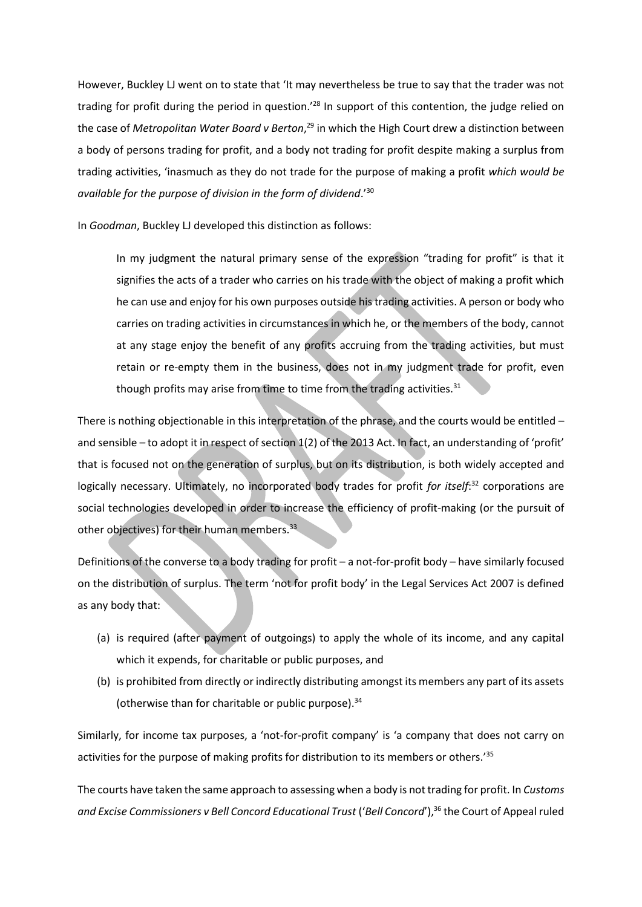However, Buckley LJ went on to state that 'It may nevertheless be true to say that the trader was not trading for profit during the period in question.'[28] In support of this contention, the judge relied on the case of *Metropolitan Water Board v Berton*,[29] in which the High Court drew a distinction between a body of persons trading for profit, and a body not trading for profit despite making a surplus from trading activities, 'inasmuch as they do not trade for the purpose of making a profit *which would be available for the purpose of division in the form of dividend*.'[30]

In *Goodman*, Buckley LJ developed this distinction as follows:

> In my judgment the natural primary sense of the expression "trading for profit" is that it signifies the acts of a trader who carries on his trade with the object of making a profit which he can use and enjoy for his own purposes outside his trading activities. A person or body who carries on trading activities in circumstances in which he, or the members of the body, cannot at any stage enjoy the benefit of any profits accruing from the trading activities, but must retain or re-empty them in the business, does not in my judgment trade for profit, even though profits may arise from time to time from the trading activities.[31]

There is nothing objectionable in this interpretation of the phrase, and the courts would be entitled – and sensible – to adopt it in respect of section 1(2) of the 2013 Act. In fact, an understanding of 'profit' that is focused not on the generation of surplus, but on its distribution, is both widely accepted and logically necessary. Ultimately, no incorporated body trades for profit *for itself*:[32] corporations are social technologies developed in order to increase the efficiency of profit-making (or the pursuit of other objectives) for their human members.[33]

Definitions of the converse to a body trading for profit – a not-for-profit body – have similarly focused on the distribution of surplus. The term 'not for profit body' in the Legal Services Act 2007 is defined as any body that:

> (a) is required (after payment of outgoings) to apply the whole of its income, and any capital which it expends, for charitable or public purposes, and
>
> (b) is prohibited from directly or indirectly distributing amongst its members any part of its assets (otherwise than for charitable or public purpose).[34]

Similarly, for income tax purposes, a 'not-for-profit company' is 'a company that does not carry on activities for the purpose of making profits for distribution to its members or others.'[35]

The courts have taken the same approach to assessing when a body is not trading for profit. In *Customs and Excise Commissioners v Bell Concord Educational Trust* ('*Bell Concord*'),[36] the Court of Appeal ruled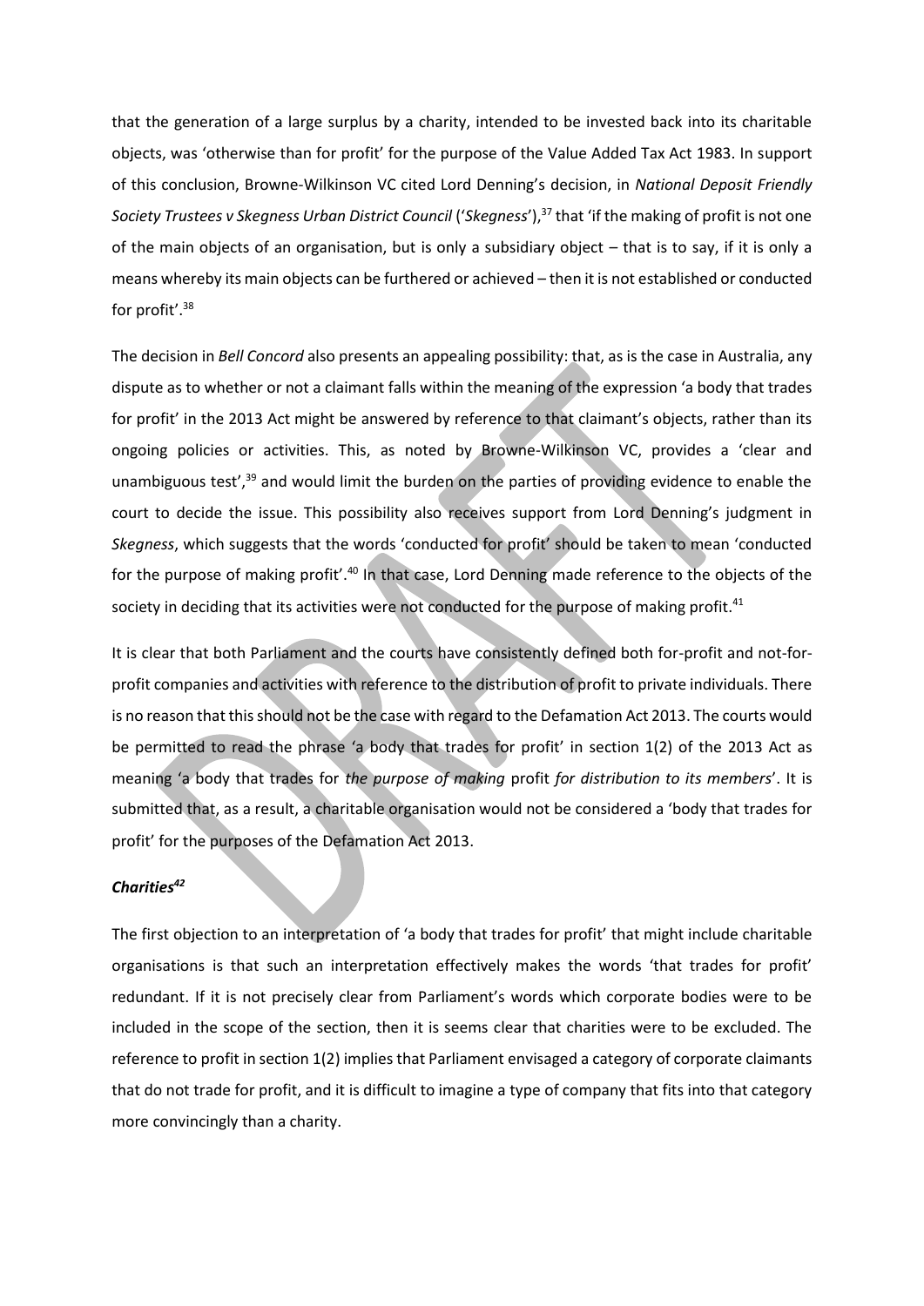that the generation of a large surplus by a charity, intended to be invested back into its charitable objects, was 'otherwise than for profit' for the purpose of the Value Added Tax Act 1983. In support of this conclusion, Browne-Wilkinson VC cited Lord Denning's decision, in *National Deposit Friendly Society Trustees v Skegness Urban District Council* ('*Skegness*'),[37] that 'if the making of profit is not one of the main objects of an organisation, but is only a subsidiary object – that is to say, if it is only a means whereby its main objects can be furthered or achieved – then it is not established or conducted for profit'.[38]

The decision in *Bell Concord* also presents an appealing possibility: that, as is the case in Australia, any dispute as to whether or not a claimant falls within the meaning of the expression 'a body that trades for profit' in the 2013 Act might be answered by reference to that claimant's objects, rather than its ongoing policies or activities. This, as noted by Browne-Wilkinson VC, provides a 'clear and unambiguous test',[39] and would limit the burden on the parties of providing evidence to enable the court to decide the issue. This possibility also receives support from Lord Denning's judgment in *Skegness*, which suggests that the words 'conducted for profit' should be taken to mean 'conducted for the purpose of making profit'.[40] In that case, Lord Denning made reference to the objects of the society in deciding that its activities were not conducted for the purpose of making profit.[41]

It is clear that both Parliament and the courts have consistently defined both for-profit and not-for-profit companies and activities with reference to the distribution of profit to private individuals. There is no reason that this should not be the case with regard to the Defamation Act 2013. The courts would be permitted to read the phrase 'a body that trades for profit' in section 1(2) of the 2013 Act as meaning 'a body that trades for *the purpose of making* profit *for distribution to its members*'. It is submitted that, as a result, a charitable organisation would not be considered a 'body that trades for profit' for the purposes of the Defamation Act 2013.

### *Charities*[42]

The first objection to an interpretation of 'a body that trades for profit' that might include charitable organisations is that such an interpretation effectively makes the words 'that trades for profit' redundant. If it is not precisely clear from Parliament's words which corporate bodies were to be included in the scope of the section, then it is seems clear that charities were to be excluded. The reference to profit in section 1(2) implies that Parliament envisaged a category of corporate claimants that do not trade for profit, and it is difficult to imagine a type of company that fits into that category more convincingly than a charity.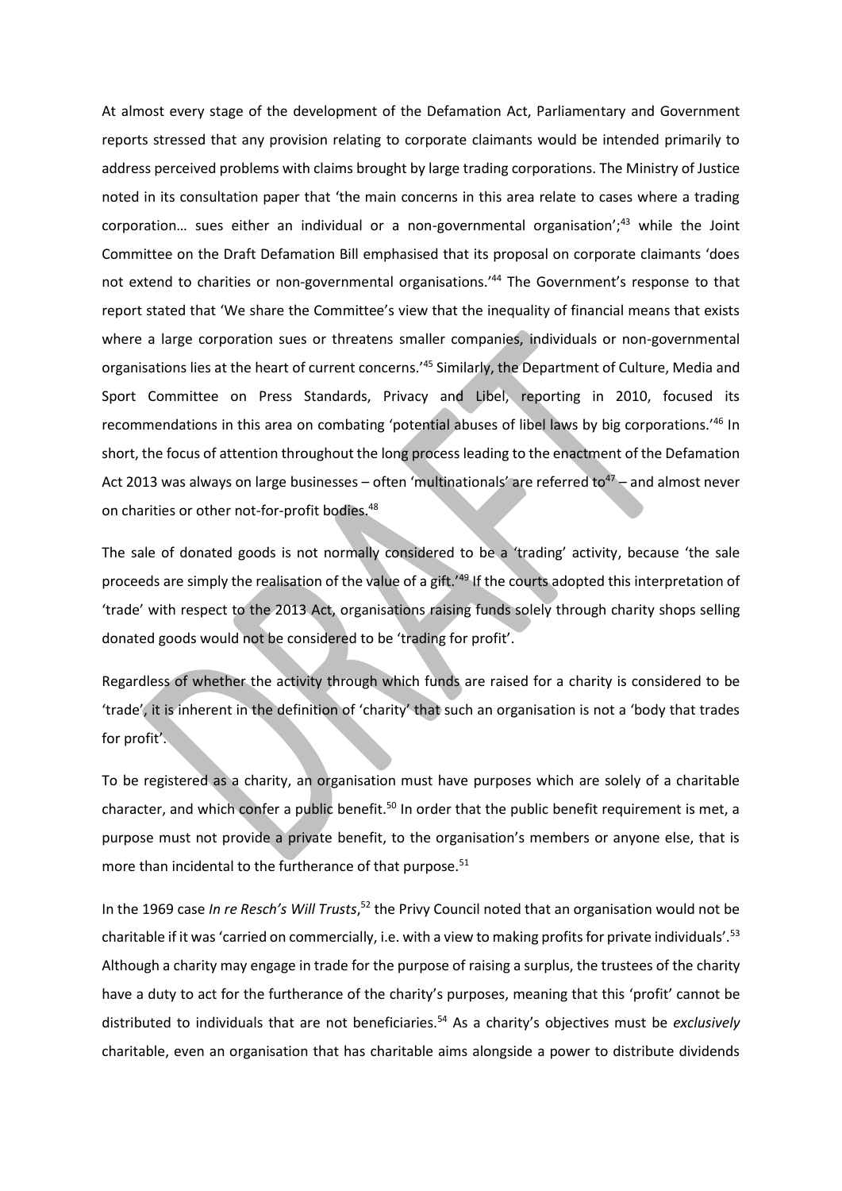At almost every stage of the development of the Defamation Act, Parliamentary and Government reports stressed that any provision relating to corporate claimants would be intended primarily to address perceived problems with claims brought by large trading corporations. The Ministry of Justice noted in its consultation paper that 'the main concerns in this area relate to cases where a trading corporation… sues either an individual or a non-governmental organisation';[43] while the Joint Committee on the Draft Defamation Bill emphasised that its proposal on corporate claimants 'does not extend to charities or non-governmental organisations.'[44] The Government's response to that report stated that 'We share the Committee's view that the inequality of financial means that exists where a large corporation sues or threatens smaller companies, individuals or non-governmental organisations lies at the heart of current concerns.'[45] Similarly, the Department of Culture, Media and Sport Committee on Press Standards, Privacy and Libel, reporting in 2010, focused its recommendations in this area on combating 'potential abuses of libel laws by big corporations.'[46] In short, the focus of attention throughout the long process leading to the enactment of the Defamation Act 2013 was always on large businesses – often 'multinationals' are referred to[47] – and almost never on charities or other not-for-profit bodies.[48]

The sale of donated goods is not normally considered to be a 'trading' activity, because 'the sale proceeds are simply the realisation of the value of a gift.'[49] If the courts adopted this interpretation of 'trade' with respect to the 2013 Act, organisations raising funds solely through charity shops selling donated goods would not be considered to be 'trading for profit'.

Regardless of whether the activity through which funds are raised for a charity is considered to be 'trade', it is inherent in the definition of 'charity' that such an organisation is not a 'body that trades for profit'.

To be registered as a charity, an organisation must have purposes which are solely of a charitable character, and which confer a public benefit.[50] In order that the public benefit requirement is met, a purpose must not provide a private benefit, to the organisation's members or anyone else, that is more than incidental to the furtherance of that purpose.[51]

In the 1969 case *In re Resch's Will Trusts*,[52] the Privy Council noted that an organisation would not be charitable if it was 'carried on commercially, i.e. with a view to making profits for private individuals'.[53] Although a charity may engage in trade for the purpose of raising a surplus, the trustees of the charity have a duty to act for the furtherance of the charity's purposes, meaning that this 'profit' cannot be distributed to individuals that are not beneficiaries.[54] As a charity's objectives must be *exclusively* charitable, even an organisation that has charitable aims alongside a power to distribute dividends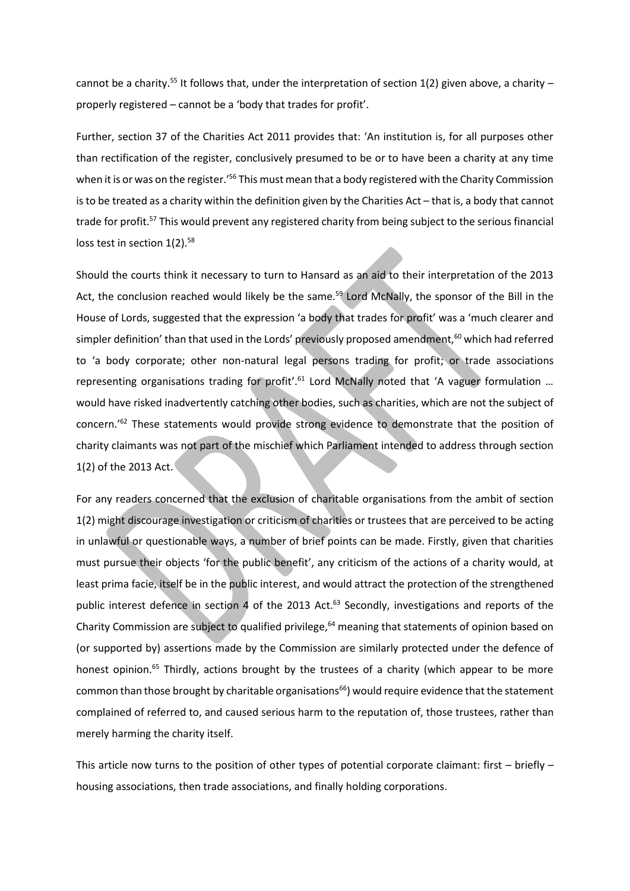cannot be a charity.[55] It follows that, under the interpretation of section 1(2) given above, a charity – properly registered – cannot be a 'body that trades for profit'.

Further, section 37 of the Charities Act 2011 provides that: 'An institution is, for all purposes other than rectification of the register, conclusively presumed to be or to have been a charity at any time when it is or was on the register.'[56] This must mean that a body registered with the Charity Commission is to be treated as a charity within the definition given by the Charities Act – that is, a body that cannot trade for profit.[57] This would prevent any registered charity from being subject to the serious financial loss test in section 1(2).[58]

Should the courts think it necessary to turn to Hansard as an aid to their interpretation of the 2013 Act, the conclusion reached would likely be the same.[59] Lord McNally, the sponsor of the Bill in the House of Lords, suggested that the expression 'a body that trades for profit' was a 'much clearer and simpler definition' than that used in the Lords' previously proposed amendment,[60] which had referred to 'a body corporate; other non-natural legal persons trading for profit; or trade associations representing organisations trading for profit'.[61] Lord McNally noted that 'A vaguer formulation … would have risked inadvertently catching other bodies, such as charities, which are not the subject of concern.'[62] These statements would provide strong evidence to demonstrate that the position of charity claimants was not part of the mischief which Parliament intended to address through section 1(2) of the 2013 Act.

For any readers concerned that the exclusion of charitable organisations from the ambit of section 1(2) might discourage investigation or criticism of charities or trustees that are perceived to be acting in unlawful or questionable ways, a number of brief points can be made. Firstly, given that charities must pursue their objects 'for the public benefit', any criticism of the actions of a charity would, at least prima facie, itself be in the public interest, and would attract the protection of the strengthened public interest defence in section 4 of the 2013 Act.[63] Secondly, investigations and reports of the Charity Commission are subject to qualified privilege,[64] meaning that statements of opinion based on (or supported by) assertions made by the Commission are similarly protected under the defence of honest opinion.[65] Thirdly, actions brought by the trustees of a charity (which appear to be more common than those brought by charitable organisations[66]) would require evidence that the statement complained of referred to, and caused serious harm to the reputation of, those trustees, rather than merely harming the charity itself.

This article now turns to the position of other types of potential corporate claimant: first – briefly – housing associations, then trade associations, and finally holding corporations.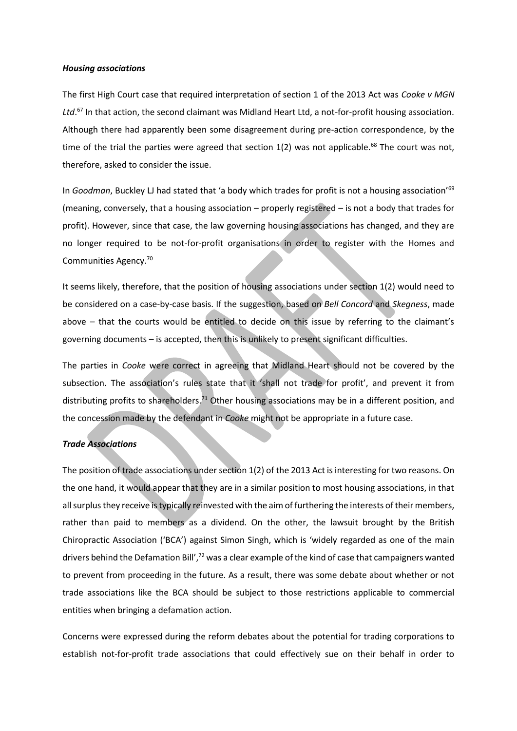### *Housing associations*

The first High Court case that required interpretation of section 1 of the 2013 Act was *Cooke v MGN Ltd*.[67] In that action, the second claimant was Midland Heart Ltd, a not-for-profit housing association. Although there had apparently been some disagreement during pre-action correspondence, by the time of the trial the parties were agreed that section 1(2) was not applicable.[68] The court was not, therefore, asked to consider the issue.

In *Goodman*, Buckley LJ had stated that 'a body which trades for profit is not a housing association'[69] (meaning, conversely, that a housing association – properly registered – is not a body that trades for profit). However, since that case, the law governing housing associations has changed, and they are no longer required to be not-for-profit organisations in order to register with the Homes and Communities Agency.[70]

It seems likely, therefore, that the position of housing associations under section 1(2) would need to be considered on a case-by-case basis. If the suggestion, based on *Bell Concord* and *Skegness*, made above – that the courts would be entitled to decide on this issue by referring to the claimant's governing documents – is accepted, then this is unlikely to present significant difficulties.

The parties in *Cooke* were correct in agreeing that Midland Heart should not be covered by the subsection. The association's rules state that it 'shall not trade for profit', and prevent it from distributing profits to shareholders.[71] Other housing associations may be in a different position, and the concession made by the defendant in *Cooke* might not be appropriate in a future case.

### *Trade Associations*

The position of trade associations under section 1(2) of the 2013 Act is interesting for two reasons. On the one hand, it would appear that they are in a similar position to most housing associations, in that all surplus they receive is typically reinvested with the aim of furthering the interests of their members, rather than paid to members as a dividend. On the other, the lawsuit brought by the British Chiropractic Association ('BCA') against Simon Singh, which is 'widely regarded as one of the main drivers behind the Defamation Bill',[72] was a clear example of the kind of case that campaigners wanted to prevent from proceeding in the future. As a result, there was some debate about whether or not trade associations like the BCA should be subject to those restrictions applicable to commercial entities when bringing a defamation action.

Concerns were expressed during the reform debates about the potential for trading corporations to establish not-for-profit trade associations that could effectively sue on their behalf in order to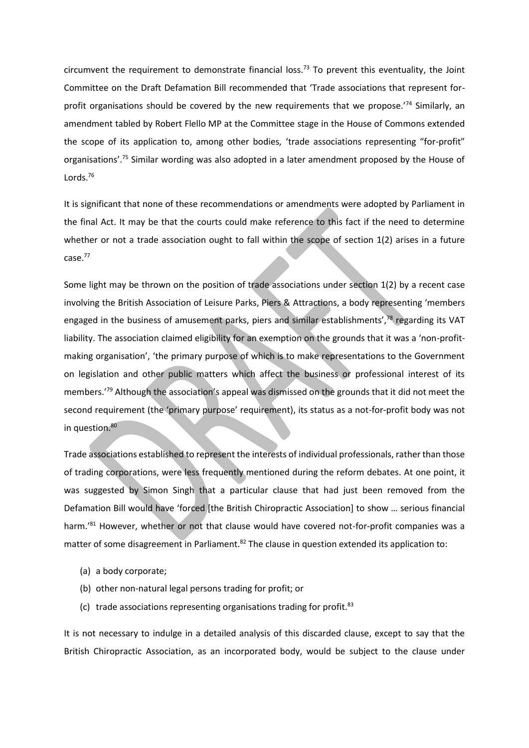circumvent the requirement to demonstrate financial loss.[73] To prevent this eventuality, the Joint Committee on the Draft Defamation Bill recommended that 'Trade associations that represent for-profit organisations should be covered by the new requirements that we propose.'[74] Similarly, an amendment tabled by Robert Flello MP at the Committee stage in the House of Commons extended the scope of its application to, among other bodies, 'trade associations representing "for-profit" organisations'.[75] Similar wording was also adopted in a later amendment proposed by the House of Lords.[76]

It is significant that none of these recommendations or amendments were adopted by Parliament in the final Act. It may be that the courts could make reference to this fact if the need to determine whether or not a trade association ought to fall within the scope of section 1(2) arises in a future case.[77]

Some light may be thrown on the position of trade associations under section 1(2) by a recent case involving the British Association of Leisure Parks, Piers & Attractions, a body representing 'members engaged in the business of amusement parks, piers and similar establishments',[78] regarding its VAT liability. The association claimed eligibility for an exemption on the grounds that it was a 'non-profit-making organisation', 'the primary purpose of which is to make representations to the Government on legislation and other public matters which affect the business or professional interest of its members.'[79] Although the association's appeal was dismissed on the grounds that it did not meet the second requirement (the 'primary purpose' requirement), its status as a not-for-profit body was not in question.[80]

Trade associations established to represent the interests of individual professionals, rather than those of trading corporations, were less frequently mentioned during the reform debates. At one point, it was suggested by Simon Singh that a particular clause that had just been removed from the Defamation Bill would have 'forced [the British Chiropractic Association] to show … serious financial harm.'[81] However, whether or not that clause would have covered not-for-profit companies was a matter of some disagreement in Parliament.[82] The clause in question extended its application to:

(a) a body corporate;
(b) other non-natural legal persons trading for profit; or
(c) trade associations representing organisations trading for profit.[83]

It is not necessary to indulge in a detailed analysis of this discarded clause, except to say that the British Chiropractic Association, as an incorporated body, would be subject to the clause under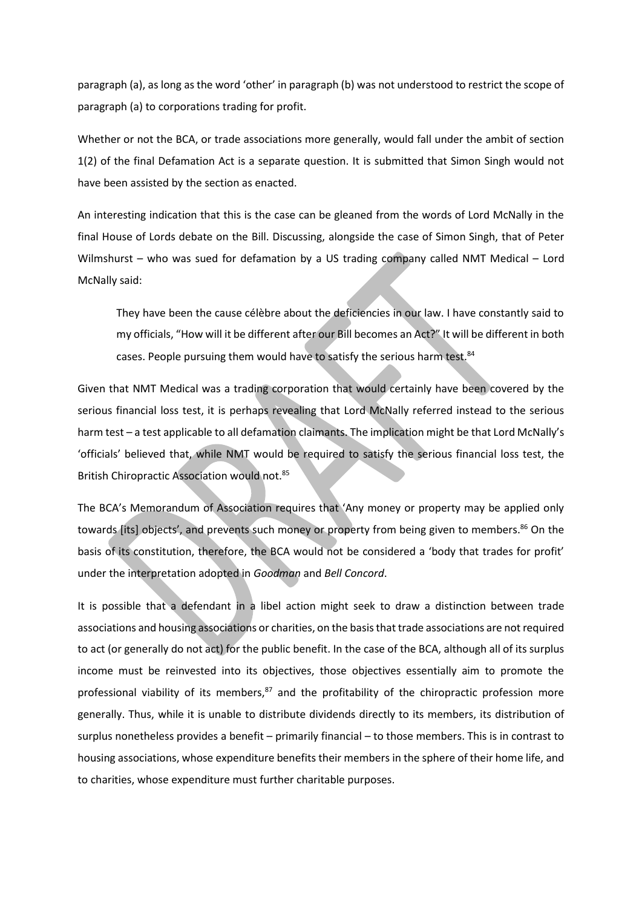paragraph (a), as long as the word 'other' in paragraph (b) was not understood to restrict the scope of paragraph (a) to corporations trading for profit.

Whether or not the BCA, or trade associations more generally, would fall under the ambit of section 1(2) of the final Defamation Act is a separate question. It is submitted that Simon Singh would not have been assisted by the section as enacted.

An interesting indication that this is the case can be gleaned from the words of Lord McNally in the final House of Lords debate on the Bill. Discussing, alongside the case of Simon Singh, that of Peter Wilmshurst – who was sued for defamation by a US trading company called NMT Medical – Lord McNally said:

> They have been the cause célèbre about the deficiencies in our law. I have constantly said to my officials, "How will it be different after our Bill becomes an Act?" It will be different in both cases. People pursuing them would have to satisfy the serious harm test.[84]

Given that NMT Medical was a trading corporation that would certainly have been covered by the serious financial loss test, it is perhaps revealing that Lord McNally referred instead to the serious harm test – a test applicable to all defamation claimants. The implication might be that Lord McNally's 'officials' believed that, while NMT would be required to satisfy the serious financial loss test, the British Chiropractic Association would not.[85]

The BCA's Memorandum of Association requires that 'Any money or property may be applied only towards [its] objects', and prevents such money or property from being given to members.[86] On the basis of its constitution, therefore, the BCA would not be considered a 'body that trades for profit' under the interpretation adopted in *Goodman* and *Bell Concord*.

It is possible that a defendant in a libel action might seek to draw a distinction between trade associations and housing associations or charities, on the basis that trade associations are not required to act (or generally do not act) for the public benefit. In the case of the BCA, although all of its surplus income must be reinvested into its objectives, those objectives essentially aim to promote the professional viability of its members,[87] and the profitability of the chiropractic profession more generally. Thus, while it is unable to distribute dividends directly to its members, its distribution of surplus nonetheless provides a benefit – primarily financial – to those members. This is in contrast to housing associations, whose expenditure benefits their members in the sphere of their home life, and to charities, whose expenditure must further charitable purposes.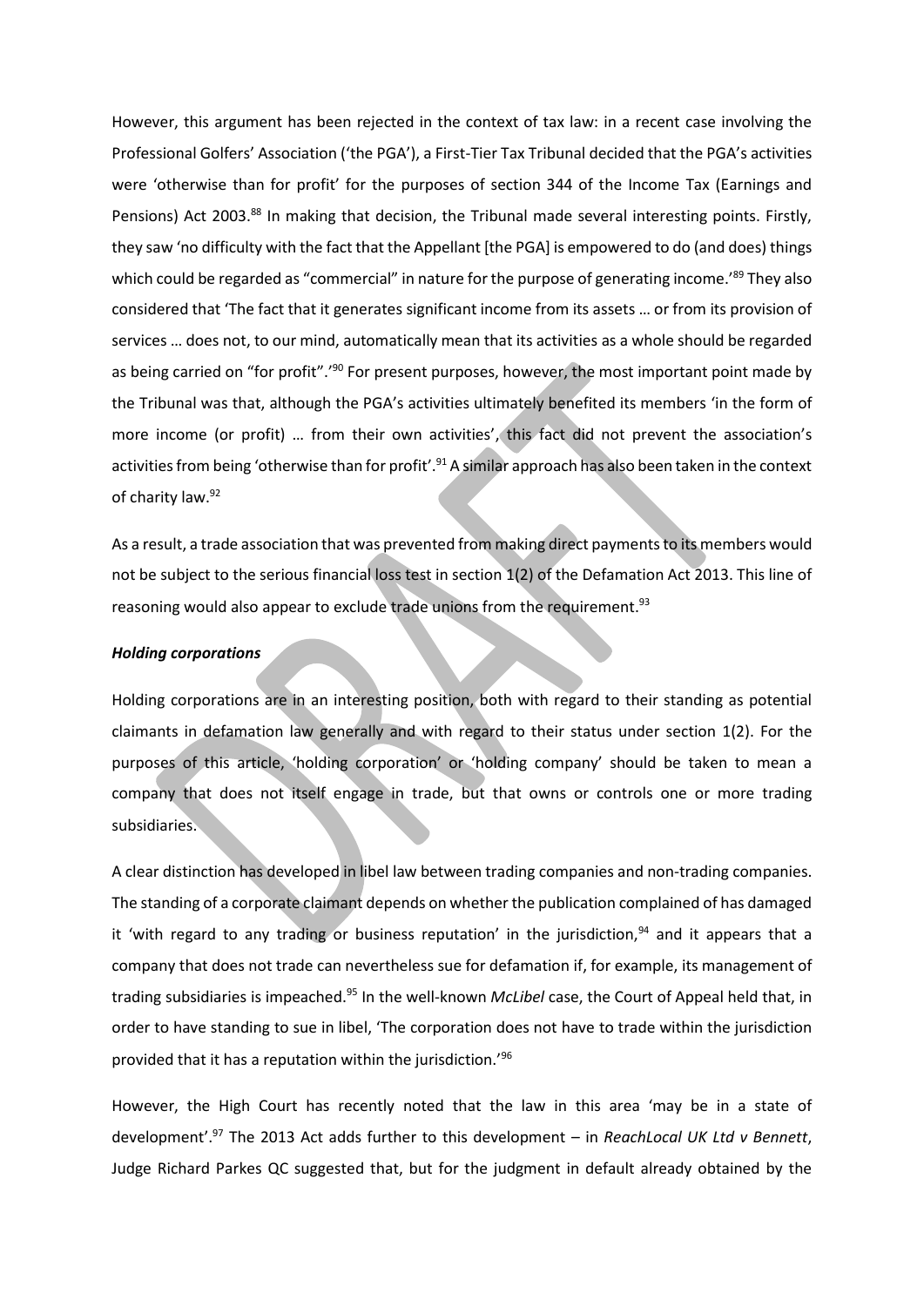However, this argument has been rejected in the context of tax law: in a recent case involving the Professional Golfers' Association ('the PGA'), a First-Tier Tax Tribunal decided that the PGA's activities were 'otherwise than for profit' for the purposes of section 344 of the Income Tax (Earnings and Pensions) Act 2003.[88] In making that decision, the Tribunal made several interesting points. Firstly, they saw 'no difficulty with the fact that the Appellant [the PGA] is empowered to do (and does) things which could be regarded as "commercial" in nature for the purpose of generating income.'[89] They also considered that 'The fact that it generates significant income from its assets … or from its provision of services … does not, to our mind, automatically mean that its activities as a whole should be regarded as being carried on "for profit".'[90] For present purposes, however, the most important point made by the Tribunal was that, although the PGA's activities ultimately benefited its members 'in the form of more income (or profit) … from their own activities', this fact did not prevent the association's activities from being 'otherwise than for profit'.[91] A similar approach has also been taken in the context of charity law.[92]

As a result, a trade association that was prevented from making direct payments to its members would not be subject to the serious financial loss test in section 1(2) of the Defamation Act 2013. This line of reasoning would also appear to exclude trade unions from the requirement.[93]

***Holding corporations***

Holding corporations are in an interesting position, both with regard to their standing as potential claimants in defamation law generally and with regard to their status under section 1(2). For the purposes of this article, 'holding corporation' or 'holding company' should be taken to mean a company that does not itself engage in trade, but that owns or controls one or more trading subsidiaries.

A clear distinction has developed in libel law between trading companies and non-trading companies. The standing of a corporate claimant depends on whether the publication complained of has damaged it 'with regard to any trading or business reputation' in the jurisdiction,[94] and it appears that a company that does not trade can nevertheless sue for defamation if, for example, its management of trading subsidiaries is impeached.[95] In the well-known *McLibel* case, the Court of Appeal held that, in order to have standing to sue in libel, 'The corporation does not have to trade within the jurisdiction provided that it has a reputation within the jurisdiction.'[96]

However, the High Court has recently noted that the law in this area 'may be in a state of development'.[97] The 2013 Act adds further to this development – in *ReachLocal UK Ltd v Bennett*, Judge Richard Parkes QC suggested that, but for the judgment in default already obtained by the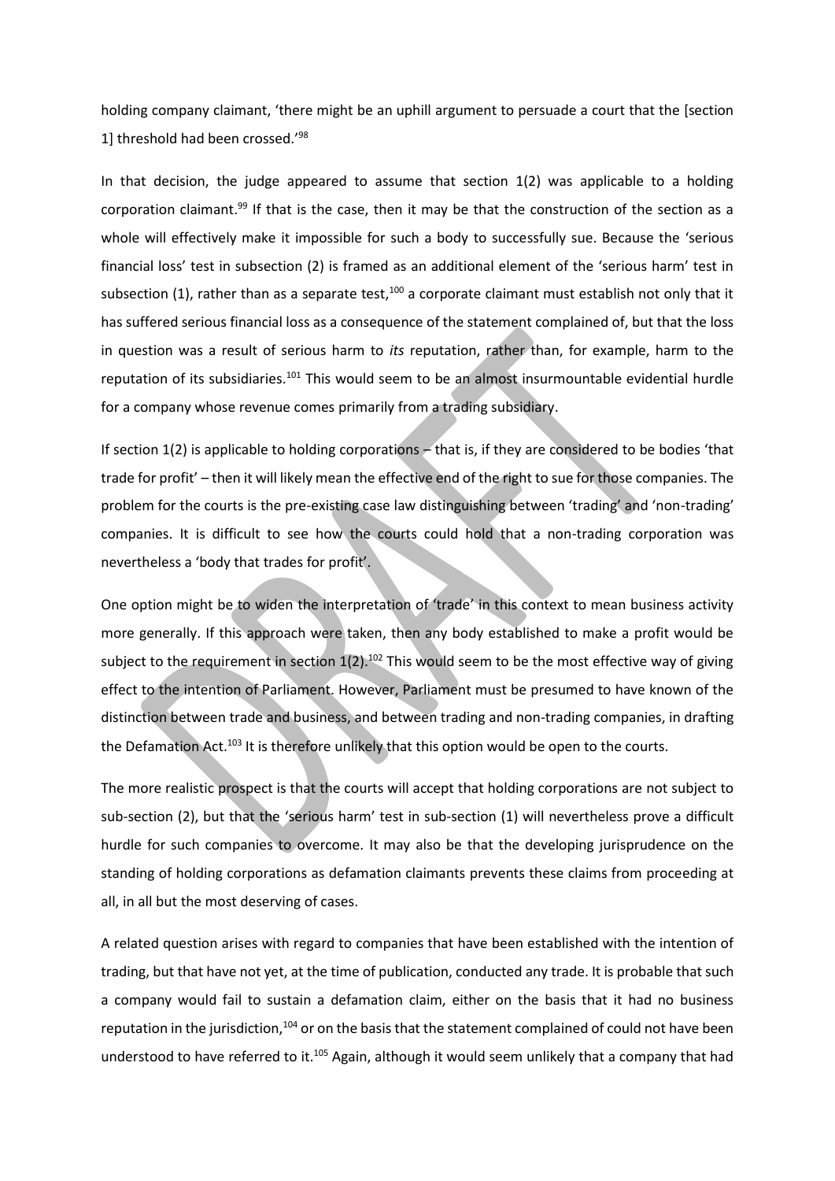holding company claimant, 'there might be an uphill argument to persuade a court that the [section 1] threshold had been crossed.'[98]

In that decision, the judge appeared to assume that section 1(2) was applicable to a holding corporation claimant.[99] If that is the case, then it may be that the construction of the section as a whole will effectively make it impossible for such a body to successfully sue. Because the 'serious financial loss' test in subsection (2) is framed as an additional element of the 'serious harm' test in subsection (1), rather than as a separate test,[100] a corporate claimant must establish not only that it has suffered serious financial loss as a consequence of the statement complained of, but that the loss in question was a result of serious harm to *its* reputation, rather than, for example, harm to the reputation of its subsidiaries.[101] This would seem to be an almost insurmountable evidential hurdle for a company whose revenue comes primarily from a trading subsidiary.

If section 1(2) is applicable to holding corporations – that is, if they are considered to be bodies 'that trade for profit' – then it will likely mean the effective end of the right to sue for those companies. The problem for the courts is the pre-existing case law distinguishing between 'trading' and 'non-trading' companies. It is difficult to see how the courts could hold that a non-trading corporation was nevertheless a 'body that trades for profit'.

One option might be to widen the interpretation of 'trade' in this context to mean business activity more generally. If this approach were taken, then any body established to make a profit would be subject to the requirement in section 1(2).[102] This would seem to be the most effective way of giving effect to the intention of Parliament. However, Parliament must be presumed to have known of the distinction between trade and business, and between trading and non-trading companies, in drafting the Defamation Act.[103] It is therefore unlikely that this option would be open to the courts.

The more realistic prospect is that the courts will accept that holding corporations are not subject to sub-section (2), but that the 'serious harm' test in sub-section (1) will nevertheless prove a difficult hurdle for such companies to overcome. It may also be that the developing jurisprudence on the standing of holding corporations as defamation claimants prevents these claims from proceeding at all, in all but the most deserving of cases.

A related question arises with regard to companies that have been established with the intention of trading, but that have not yet, at the time of publication, conducted any trade. It is probable that such a company would fail to sustain a defamation claim, either on the basis that it had no business reputation in the jurisdiction,[104] or on the basis that the statement complained of could not have been understood to have referred to it.[105] Again, although it would seem unlikely that a company that had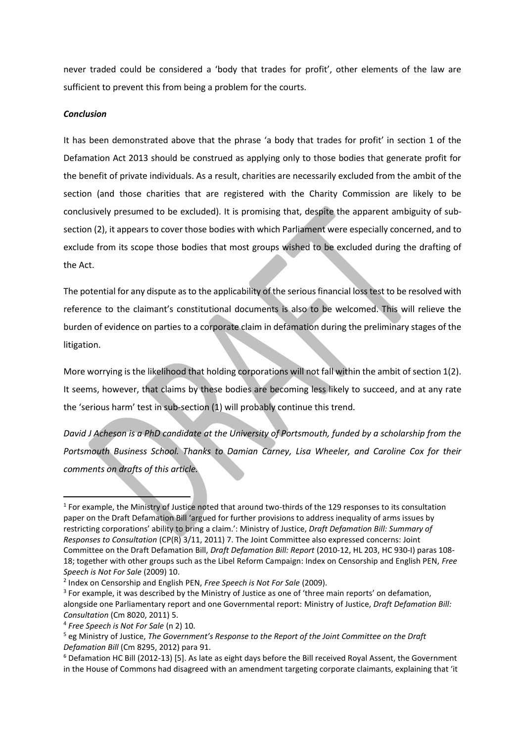never traded could be considered a 'body that trades for profit', other elements of the law are sufficient to prevent this from being a problem for the courts.

### *Conclusion*

It has been demonstrated above that the phrase 'a body that trades for profit' in section 1 of the Defamation Act 2013 should be construed as applying only to those bodies that generate profit for the benefit of private individuals. As a result, charities are necessarily excluded from the ambit of the section (and those charities that are registered with the Charity Commission are likely to be conclusively presumed to be excluded). It is promising that, despite the apparent ambiguity of sub-section (2), it appears to cover those bodies with which Parliament were especially concerned, and to exclude from its scope those bodies that most groups wished to be excluded during the drafting of the Act.

The potential for any dispute as to the applicability of the serious financial loss test to be resolved with reference to the claimant's constitutional documents is also to be welcomed. This will relieve the burden of evidence on parties to a corporate claim in defamation during the preliminary stages of the litigation.

More worrying is the likelihood that holding corporations will not fall within the ambit of section 1(2). It seems, however, that claims by these bodies are becoming less likely to succeed, and at any rate the 'serious harm' test in sub-section (1) will probably continue this trend.

*David J Acheson is a PhD candidate at the University of Portsmouth, funded by a scholarship from the Portsmouth Business School. Thanks to Damian Carney, Lisa Wheeler, and Caroline Cox for their comments on drafts of this article.*

---

[1] For example, the Ministry of Justice noted that around two-thirds of the 129 responses to its consultation paper on the Draft Defamation Bill 'argued for further provisions to address inequality of arms issues by restricting corporations' ability to bring a claim.': Ministry of Justice, *Draft Defamation Bill: Summary of Responses to Consultation* (CP(R) 3/11, 2011) 7. The Joint Committee also expressed concerns: Joint Committee on the Draft Defamation Bill, *Draft Defamation Bill: Report* (2010-12, HL 203, HC 930-I) paras 108-18; together with other groups such as the Libel Reform Campaign: Index on Censorship and English PEN, *Free Speech is Not For Sale* (2009) 10.

[2] Index on Censorship and English PEN, *Free Speech is Not For Sale* (2009).

[3] For example, it was described by the Ministry of Justice as one of 'three main reports' on defamation, alongside one Parliamentary report and one Governmental report: Ministry of Justice, *Draft Defamation Bill: Consultation* (Cm 8020, 2011) 5.

[4] *Free Speech is Not For Sale* (n 2) 10.

[5] eg Ministry of Justice, *The Government's Response to the Report of the Joint Committee on the Draft Defamation Bill* (Cm 8295, 2012) para 91.

[6] Defamation HC Bill (2012-13) [5]. As late as eight days before the Bill received Royal Assent, the Government in the House of Commons had disagreed with an amendment targeting corporate claimants, explaining that 'it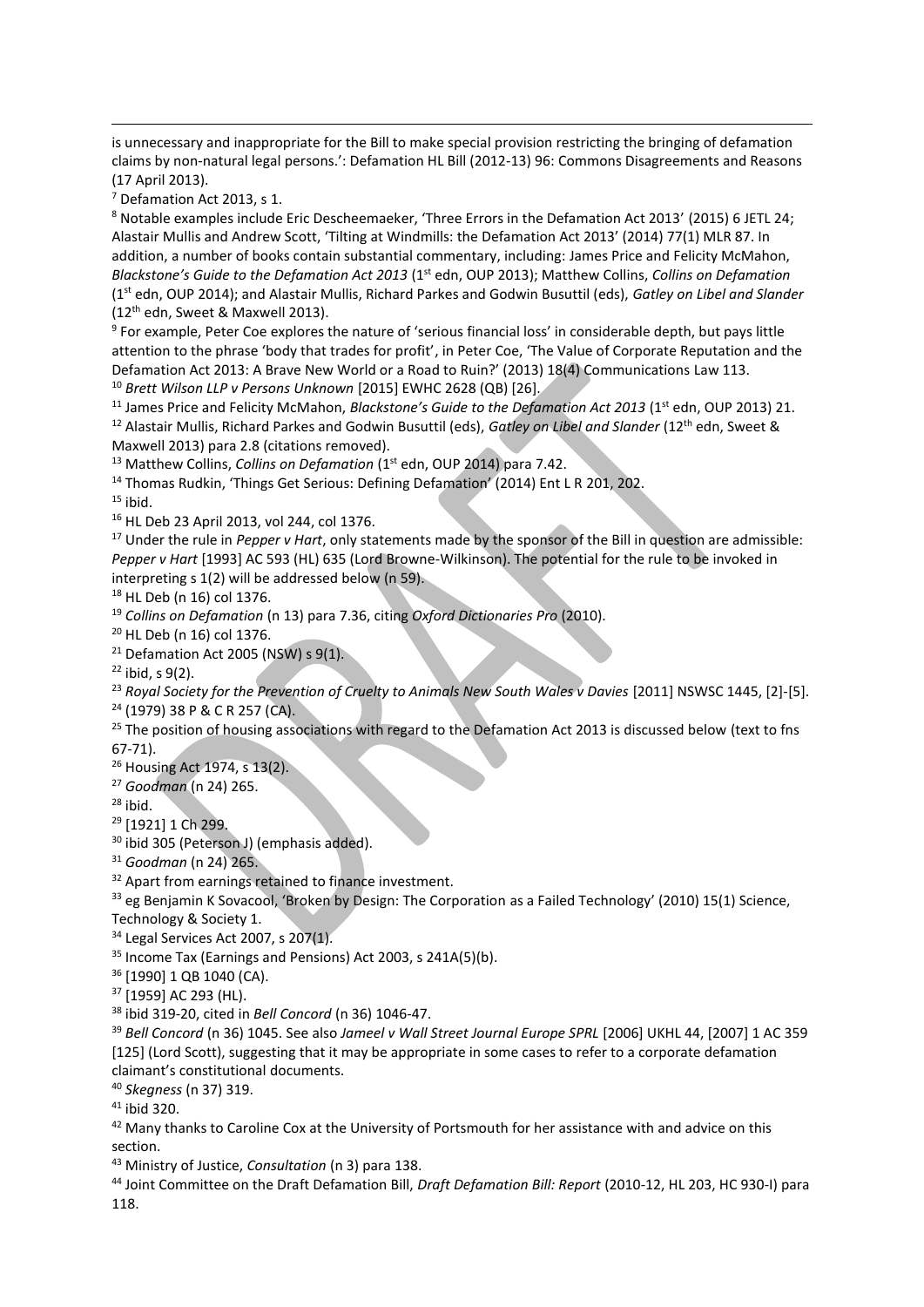is unnecessary and inappropriate for the Bill to make special provision restricting the bringing of defamation claims by non-natural legal persons.': Defamation HL Bill (2012-13) 96: Commons Disagreements and Reasons (17 April 2013).

[7] Defamation Act 2013, s 1.

[8] Notable examples include Eric Descheemaeker, 'Three Errors in the Defamation Act 2013' (2015) 6 JETL 24; Alastair Mullis and Andrew Scott, 'Tilting at Windmills: the Defamation Act 2013' (2014) 77(1) MLR 87. In addition, a number of books contain substantial commentary, including: James Price and Felicity McMahon, *Blackstone's Guide to the Defamation Act 2013* (1st edn, OUP 2013); Matthew Collins, *Collins on Defamation* (1st edn, OUP 2014); and Alastair Mullis, Richard Parkes and Godwin Busuttil (eds), *Gatley on Libel and Slander* (12th edn, Sweet & Maxwell 2013).

[9] For example, Peter Coe explores the nature of 'serious financial loss' in considerable depth, but pays little attention to the phrase 'body that trades for profit', in Peter Coe, 'The Value of Corporate Reputation and the Defamation Act 2013: A Brave New World or a Road to Ruin?' (2013) 18(4) Communications Law 113.

[10] *Brett Wilson LLP v Persons Unknown* [2015] EWHC 2628 (QB) [26].

[11] James Price and Felicity McMahon, *Blackstone's Guide to the Defamation Act 2013* (1st edn, OUP 2013) 21.

[12] Alastair Mullis, Richard Parkes and Godwin Busuttil (eds), *Gatley on Libel and Slander* (12th edn, Sweet & Maxwell 2013) para 2.8 (citations removed).

[13] Matthew Collins, *Collins on Defamation* (1st edn, OUP 2014) para 7.42.

[14] Thomas Rudkin, 'Things Get Serious: Defining Defamation' (2014) Ent L R 201, 202.

[15] ibid.

[16] HL Deb 23 April 2013, vol 244, col 1376.

[17] Under the rule in *Pepper v Hart*, only statements made by the sponsor of the Bill in question are admissible: *Pepper v Hart* [1993] AC 593 (HL) 635 (Lord Browne-Wilkinson). The potential for the rule to be invoked in interpreting s 1(2) will be addressed below (n 59).

[18] HL Deb (n 16) col 1376.

[19] *Collins on Defamation* (n 13) para 7.36, citing *Oxford Dictionaries Pro* (2010).

[20] HL Deb (n 16) col 1376.

[21] Defamation Act 2005 (NSW) s 9(1).

[22] ibid, s 9(2).

[23] *Royal Society for the Prevention of Cruelty to Animals New South Wales v Davies* [2011] NSWSC 1445, [2]-[5].

[24] (1979) 38 P & C R 257 (CA).

[25] The position of housing associations with regard to the Defamation Act 2013 is discussed below (text to fns 67-71).

[26] Housing Act 1974, s 13(2).

[27] *Goodman* (n 24) 265.

[28] ibid.

[29] [1921] 1 Ch 299.

[30] ibid 305 (Peterson J) (emphasis added).

[31] *Goodman* (n 24) 265.

[32] Apart from earnings retained to finance investment.

[33] eg Benjamin K Sovacool, 'Broken by Design: The Corporation as a Failed Technology' (2010) 15(1) Science, Technology & Society 1.

[34] Legal Services Act 2007, s 207(1).

[35] Income Tax (Earnings and Pensions) Act 2003, s 241A(5)(b).

[36] [1990] 1 QB 1040 (CA).

[37] [1959] AC 293 (HL).

[38] ibid 319-20, cited in *Bell Concord* (n 36) 1046-47.

[39] *Bell Concord* (n 36) 1045. See also *Jameel v Wall Street Journal Europe SPRL* [2006] UKHL 44, [2007] 1 AC 359 [125] (Lord Scott), suggesting that it may be appropriate in some cases to refer to a corporate defamation claimant's constitutional documents.

[40] *Skegness* (n 37) 319.

[41] ibid 320.

[42] Many thanks to Caroline Cox at the University of Portsmouth for her assistance with and advice on this section.

[43] Ministry of Justice, *Consultation* (n 3) para 138.

[44] Joint Committee on the Draft Defamation Bill, *Draft Defamation Bill: Report* (2010-12, HL 203, HC 930-I) para 118.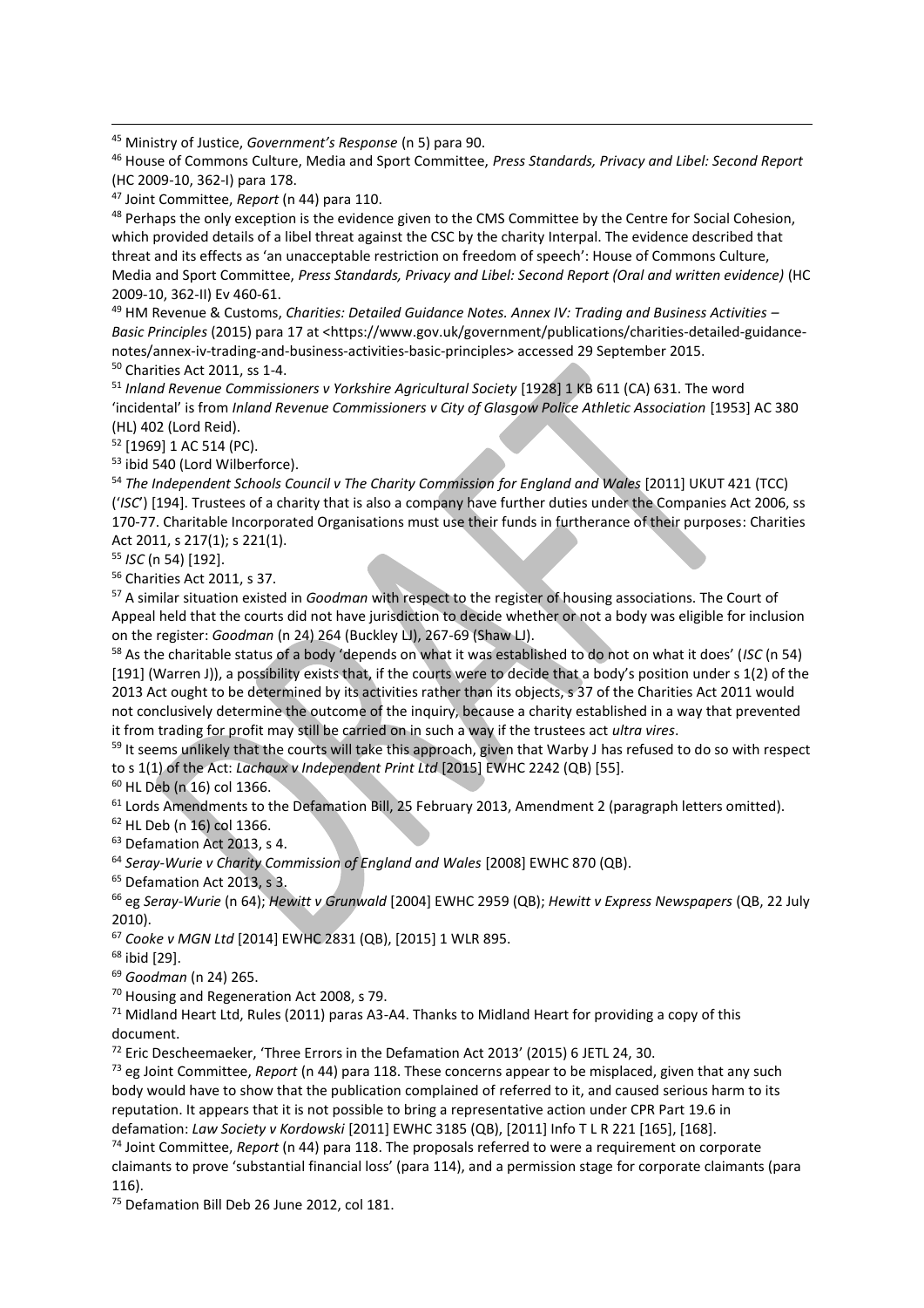[45] Ministry of Justice, *Government's Response* (n 5) para 90.

[46] House of Commons Culture, Media and Sport Committee, *Press Standards, Privacy and Libel: Second Report* (HC 2009-10, 362-I) para 178.

[47] Joint Committee, *Report* (n 44) para 110.

[48] Perhaps the only exception is the evidence given to the CMS Committee by the Centre for Social Cohesion, which provided details of a libel threat against the CSC by the charity Interpal. The evidence described that threat and its effects as 'an unacceptable restriction on freedom of speech': House of Commons Culture, Media and Sport Committee, *Press Standards, Privacy and Libel: Second Report (Oral and written evidence)* (HC 2009-10, 362-II) Ev 460-61.

[49] HM Revenue & Customs, *Charities: Detailed Guidance Notes. Annex IV: Trading and Business Activities – Basic Principles* (2015) para 17 at <https://www.gov.uk/government/publications/charities-detailed-guidance-notes/annex-iv-trading-and-business-activities-basic-principles> accessed 29 September 2015.

[50] Charities Act 2011, ss 1-4.

[51] *Inland Revenue Commissioners v Yorkshire Agricultural Society* [1928] 1 KB 611 (CA) 631. The word 'incidental' is from *Inland Revenue Commissioners v City of Glasgow Police Athletic Association* [1953] AC 380 (HL) 402 (Lord Reid).

[52] [1969] 1 AC 514 (PC).

[53] ibid 540 (Lord Wilberforce).

[54] *The Independent Schools Council v The Charity Commission for England and Wales* [2011] UKUT 421 (TCC) ('*ISC*') [194]. Trustees of a charity that is also a company have further duties under the Companies Act 2006, ss 170-77. Charitable Incorporated Organisations must use their funds in furtherance of their purposes: Charities Act 2011, s 217(1); s 221(1).

[55] *ISC* (n 54) [192].

[56] Charities Act 2011, s 37.

[57] A similar situation existed in *Goodman* with respect to the register of housing associations. The Court of Appeal held that the courts did not have jurisdiction to decide whether or not a body was eligible for inclusion on the register: *Goodman* (n 24) 264 (Buckley LJ), 267-69 (Shaw LJ).

[58] As the charitable status of a body 'depends on what it was established to do not on what it does' (*ISC* (n 54) [191] (Warren J)), a possibility exists that, if the courts were to decide that a body's position under s 1(2) of the 2013 Act ought to be determined by its activities rather than its objects, s 37 of the Charities Act 2011 would not conclusively determine the outcome of the inquiry, because a charity established in a way that prevented it from trading for profit may still be carried on in such a way if the trustees act *ultra vires*.

[59] It seems unlikely that the courts will take this approach, given that Warby J has refused to do so with respect to s 1(1) of the Act: *Lachaux v Independent Print Ltd* [2015] EWHC 2242 (QB) [55].

[60] HL Deb (n 16) col 1366.

[61] Lords Amendments to the Defamation Bill, 25 February 2013, Amendment 2 (paragraph letters omitted).

[62] HL Deb (n 16) col 1366.

[63] Defamation Act 2013, s 4.

[64] *Seray-Wurie v Charity Commission of England and Wales* [2008] EWHC 870 (QB).

[65] Defamation Act 2013, s 3.

[66] eg *Seray-Wurie* (n 64); *Hewitt v Grunwald* [2004] EWHC 2959 (QB); *Hewitt v Express Newspapers* (QB, 22 July 2010).

[67] *Cooke v MGN Ltd* [2014] EWHC 2831 (QB), [2015] 1 WLR 895.

[68] ibid [29].

[69] *Goodman* (n 24) 265.

[70] Housing and Regeneration Act 2008, s 79.

[71] Midland Heart Ltd, Rules (2011) paras A3-A4. Thanks to Midland Heart for providing a copy of this document.

[72] Eric Descheemaeker, 'Three Errors in the Defamation Act 2013' (2015) 6 JETL 24, 30.

[73] eg Joint Committee, *Report* (n 44) para 118. These concerns appear to be misplaced, given that any such body would have to show that the publication complained of referred to it, and caused serious harm to its reputation. It appears that it is not possible to bring a representative action under CPR Part 19.6 in defamation: *Law Society v Kordowski* [2011] EWHC 3185 (QB), [2011] Info T L R 221 [165], [168].

[74] Joint Committee, *Report* (n 44) para 118. The proposals referred to were a requirement on corporate claimants to prove 'substantial financial loss' (para 114), and a permission stage for corporate claimants (para 116).

[75] Defamation Bill Deb 26 June 2012, col 181.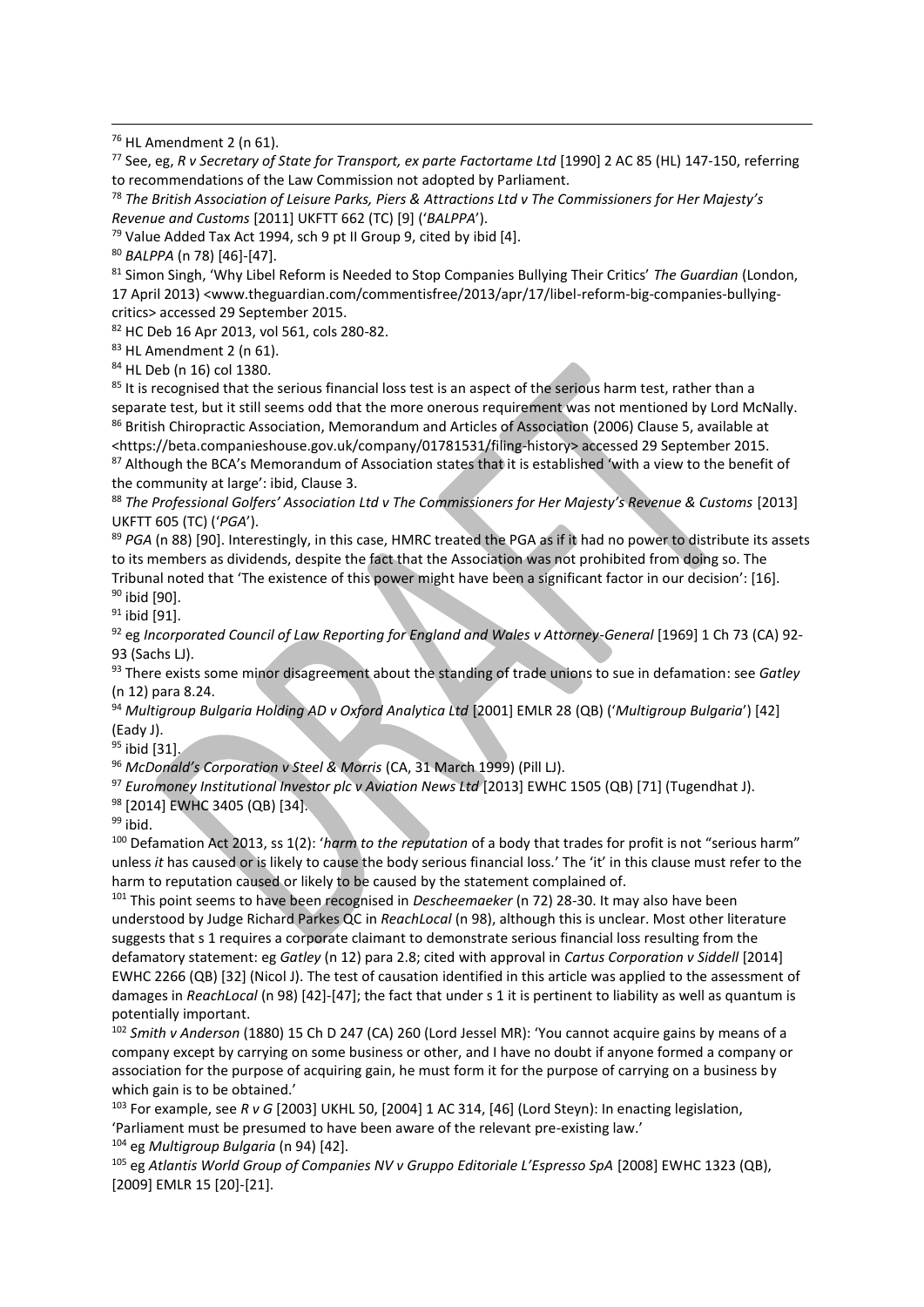[76] HL Amendment 2 (n 61).

[77] See, eg, *R v Secretary of State for Transport, ex parte Factortame Ltd* [1990] 2 AC 85 (HL) 147-150, referring to recommendations of the Law Commission not adopted by Parliament.

[78] *The British Association of Leisure Parks, Piers & Attractions Ltd v The Commissioners for Her Majesty's Revenue and Customs* [2011] UKFTT 662 (TC) [9] ('*BALPPA*').

[79] Value Added Tax Act 1994, sch 9 pt II Group 9, cited by ibid [4].

[80] *BALPPA* (n 78) [46]-[47].

[81] Simon Singh, 'Why Libel Reform is Needed to Stop Companies Bullying Their Critics' *The Guardian* (London, 17 April 2013) <www.theguardian.com/commentisfree/2013/apr/17/libel-reform-big-companies-bullying-critics> accessed 29 September 2015.

[82] HC Deb 16 Apr 2013, vol 561, cols 280-82.

[83] HL Amendment 2 (n 61).

[84] HL Deb (n 16) col 1380.

[85] It is recognised that the serious financial loss test is an aspect of the serious harm test, rather than a separate test, but it still seems odd that the more onerous requirement was not mentioned by Lord McNally.

[86] British Chiropractic Association, Memorandum and Articles of Association (2006) Clause 5, available at <https://beta.companieshouse.gov.uk/company/01781531/filing-history> accessed 29 September 2015.

[87] Although the BCA's Memorandum of Association states that it is established 'with a view to the benefit of the community at large': ibid, Clause 3.

[88] *The Professional Golfers' Association Ltd v The Commissioners for Her Majesty's Revenue & Customs* [2013] UKFTT 605 (TC) ('*PGA*').

[89] *PGA* (n 88) [90]. Interestingly, in this case, HMRC treated the PGA as if it had no power to distribute its assets to its members as dividends, despite the fact that the Association was not prohibited from doing so. The Tribunal noted that 'The existence of this power might have been a significant factor in our decision': [16].

[90] ibid [90].

[91] ibid [91].

[92] eg *Incorporated Council of Law Reporting for England and Wales v Attorney-General* [1969] 1 Ch 73 (CA) 92-93 (Sachs LJ).

[93] There exists some minor disagreement about the standing of trade unions to sue in defamation: see *Gatley* (n 12) para 8.24.

[94] *Multigroup Bulgaria Holding AD v Oxford Analytica Ltd* [2001] EMLR 28 (QB) ('*Multigroup Bulgaria*') [42] (Eady J).

[95] ibid [31].

[96] *McDonald's Corporation v Steel & Morris* (CA, 31 March 1999) (Pill LJ).

[97] *Euromoney Institutional Investor plc v Aviation News Ltd* [2013] EWHC 1505 (QB) [71] (Tugendhat J).

[98] [2014] EWHC 3405 (QB) [34].

[99] ibid.

[100] Defamation Act 2013, ss 1(2): '*harm to the reputation* of a body that trades for profit is not "serious harm" unless *it* has caused or is likely to cause the body serious financial loss.' The 'it' in this clause must refer to the harm to reputation caused or likely to be caused by the statement complained of.

[101] This point seems to have been recognised in *Descheemaeker* (n 72) 28-30. It may also have been understood by Judge Richard Parkes QC in *ReachLocal* (n 98), although this is unclear. Most other literature suggests that s 1 requires a corporate claimant to demonstrate serious financial loss resulting from the defamatory statement: eg *Gatley* (n 12) para 2.8; cited with approval in *Cartus Corporation v Siddell* [2014] EWHC 2266 (QB) [32] (Nicol J). The test of causation identified in this article was applied to the assessment of damages in *ReachLocal* (n 98) [42]-[47]; the fact that under s 1 it is pertinent to liability as well as quantum is potentially important.

[102] *Smith v Anderson* (1880) 15 Ch D 247 (CA) 260 (Lord Jessel MR): 'You cannot acquire gains by means of a company except by carrying on some business or other, and I have no doubt if anyone formed a company or association for the purpose of acquiring gain, he must form it for the purpose of carrying on a business by which gain is to be obtained.'

[103] For example, see *R v G* [2003] UKHL 50, [2004] 1 AC 314, [46] (Lord Steyn): In enacting legislation, 'Parliament must be presumed to have been aware of the relevant pre-existing law.'

[104] eg *Multigroup Bulgaria* (n 94) [42].

[105] eg *Atlantis World Group of Companies NV v Gruppo Editoriale L'Espresso SpA* [2008] EWHC 1323 (QB), [2009] EMLR 15 [20]-[21].